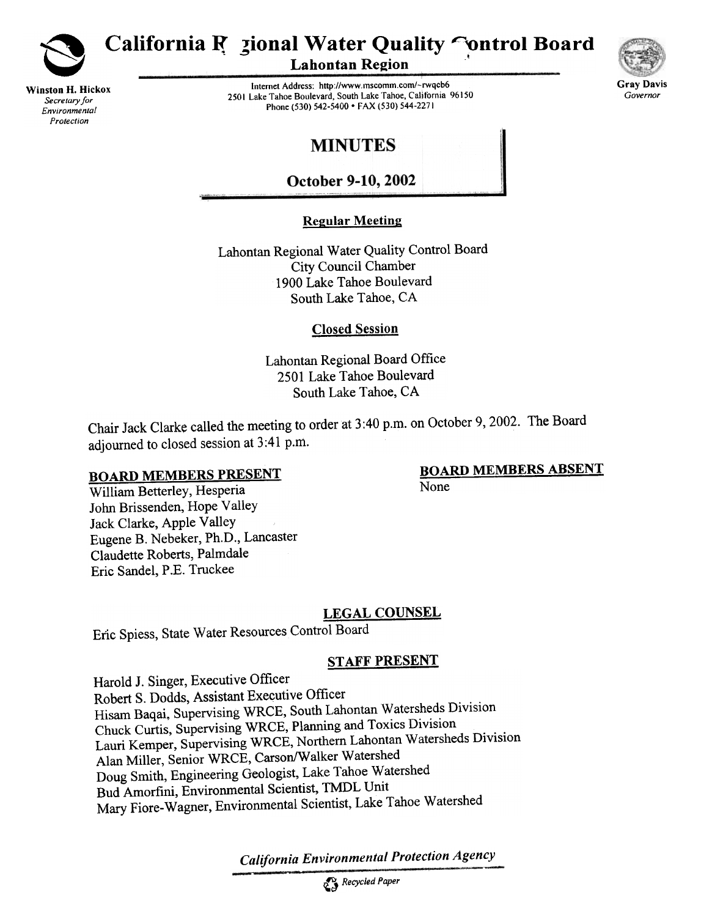# California Regional Water Quality Control Board

**Lahontan Region**

**Winston H. Hickox**
*Secretary for Environmental Protection*

Internet Address: http://www.mscomm.com/~rwqcb6
2501 Lake Tahoe Boulevard, South Lake Tahoe, California 96150
Phone (530) 542-5400 • FAX (530) 544-2271

**Gray Davis**
*Governor*

## MINUTES

### October 9-10, 2002

**Regular Meeting**

Lahontan Regional Water Quality Control Board
City Council Chamber
1900 Lake Tahoe Boulevard
South Lake Tahoe, CA

**Closed Session**

Lahontan Regional Board Office
2501 Lake Tahoe Boulevard
South Lake Tahoe, CA

Chair Jack Clarke called the meeting to order at 3:40 p.m. on October 9, 2002. The Board adjourned to closed session at 3:41 p.m.

**BOARD MEMBERS PRESENT**

William Betterley, Hesperia
John Brissenden, Hope Valley
Jack Clarke, Apple Valley
Eugene B. Nebeker, Ph.D., Lancaster
Claudette Roberts, Palmdale
Eric Sandel, P.E. Truckee

**BOARD MEMBERS ABSENT**

None

**LEGAL COUNSEL**

Eric Spiess, State Water Resources Control Board

**STAFF PRESENT**

Harold J. Singer, Executive Officer
Robert S. Dodds, Assistant Executive Officer
Hisam Baqai, Supervising WRCE, South Lahontan Watersheds Division
Chuck Curtis, Supervising WRCE, Planning and Toxics Division
Lauri Kemper, Supervising WRCE, Northern Lahontan Watersheds Division
Alan Miller, Senior WRCE, Carson/Walker Watershed
Doug Smith, Engineering Geologist, Lake Tahoe Watershed
Bud Amorfini, Environmental Scientist, TMDL Unit
Mary Fiore-Wagner, Environmental Scientist, Lake Tahoe Watershed

*California Environmental Protection Agency*

*Recycled Paper*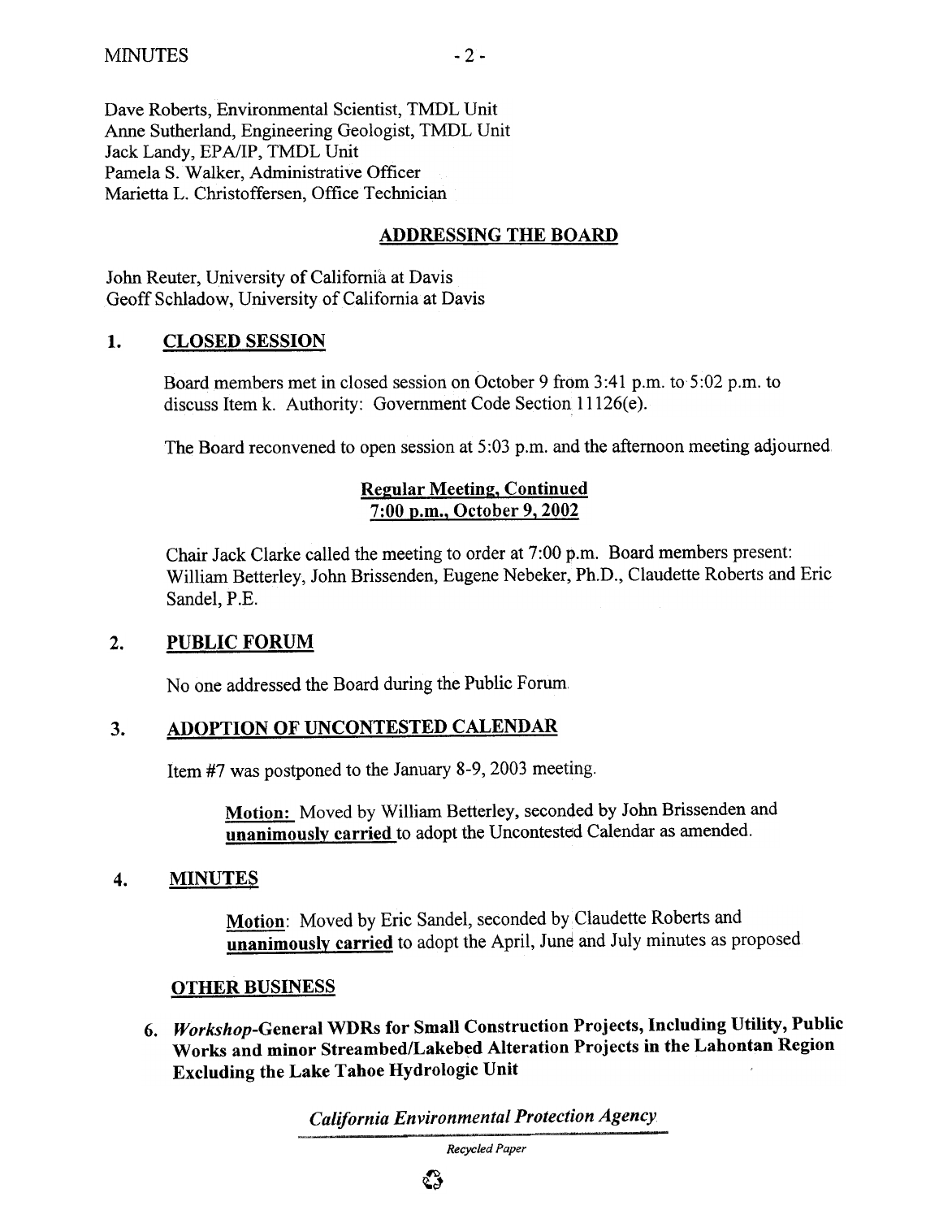Dave Roberts, Environmental Scientist, TMDL Unit
Anne Sutherland, Engineering Geologist, TMDL Unit
Jack Landy, EPA/IP, TMDL Unit
Pamela S. Walker, Administrative Officer
Marietta L. Christoffersen, Office Technician

## ADDRESSING THE BOARD

John Reuter, University of California at Davis
Geoff Schladow, University of California at Davis

## 1. CLOSED SESSION

Board members met in closed session on October 9 from 3:41 p.m. to 5:02 p.m. to discuss Item k. Authority: Government Code Section 11126(e).

The Board reconvened to open session at 5:03 p.m. and the afternoon meeting adjourned.

### Regular Meeting, Continued
### 7:00 p.m., October 9, 2002

Chair Jack Clarke called the meeting to order at 7:00 p.m. Board members present: William Betterley, John Brissenden, Eugene Nebeker, Ph.D., Claudette Roberts and Eric Sandel, P.E.

## 2. PUBLIC FORUM

No one addressed the Board during the Public Forum.

## 3. ADOPTION OF UNCONTESTED CALENDAR

Item #7 was postponed to the January 8-9, 2003 meeting.

> **Motion:** Moved by William Betterley, seconded by John Brissenden and **unanimously carried** to adopt the Uncontested Calendar as amended.

## 4. MINUTES

> **Motion**: Moved by Eric Sandel, seconded by Claudette Roberts and **unanimously carried** to adopt the April, June and July minutes as proposed

## OTHER BUSINESS

6. ***Workshop*-General WDRs for Small Construction Projects, Including Utility, Public Works and minor Streambed/Lakebed Alteration Projects in the Lahontan Region Excluding the Lake Tahoe Hydrologic Unit**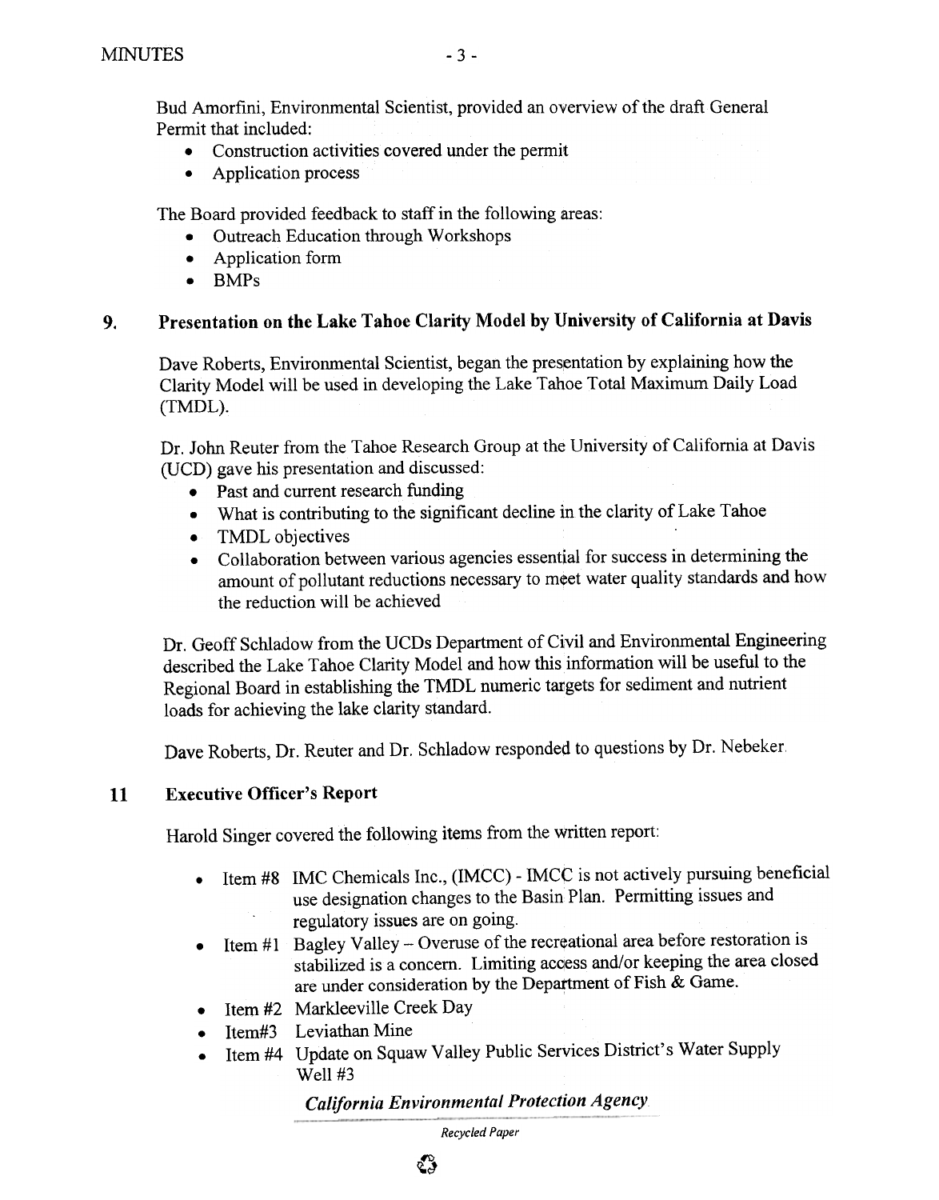Bud Amorfini, Environmental Scientist, provided an overview of the draft General Permit that included:

- Construction activities covered under the permit
- Application process

The Board provided feedback to staff in the following areas:

- Outreach Education through Workshops
- Application form
- BMPs

## 9. Presentation on the Lake Tahoe Clarity Model by University of California at Davis

Dave Roberts, Environmental Scientist, began the presentation by explaining how the Clarity Model will be used in developing the Lake Tahoe Total Maximum Daily Load (TMDL).

Dr. John Reuter from the Tahoe Research Group at the University of California at Davis (UCD) gave his presentation and discussed:

- Past and current research funding
- What is contributing to the significant decline in the clarity of Lake Tahoe
- TMDL objectives
- Collaboration between various agencies essential for success in determining the amount of pollutant reductions necessary to meet water quality standards and how the reduction will be achieved

Dr. Geoff Schladow from the UCDs Department of Civil and Environmental Engineering described the Lake Tahoe Clarity Model and how this information will be useful to the Regional Board in establishing the TMDL numeric targets for sediment and nutrient loads for achieving the lake clarity standard.

Dave Roberts, Dr. Reuter and Dr. Schladow responded to questions by Dr. Nebeker.

## 11 Executive Officer's Report

Harold Singer covered the following items from the written report:

- Item #8 IMC Chemicals Inc., (IMCC) - IMCC is not actively pursuing beneficial use designation changes to the Basin Plan. Permitting issues and regulatory issues are on going.
- Item #1 Bagley Valley – Overuse of the recreational area before restoration is stabilized is a concern. Limiting access and/or keeping the area closed are under consideration by the Department of Fish & Game.
- Item #2 Markleeville Creek Day
- Item#3 Leviathan Mine
- Item #4 Update on Squaw Valley Public Services District's Water Supply Well #3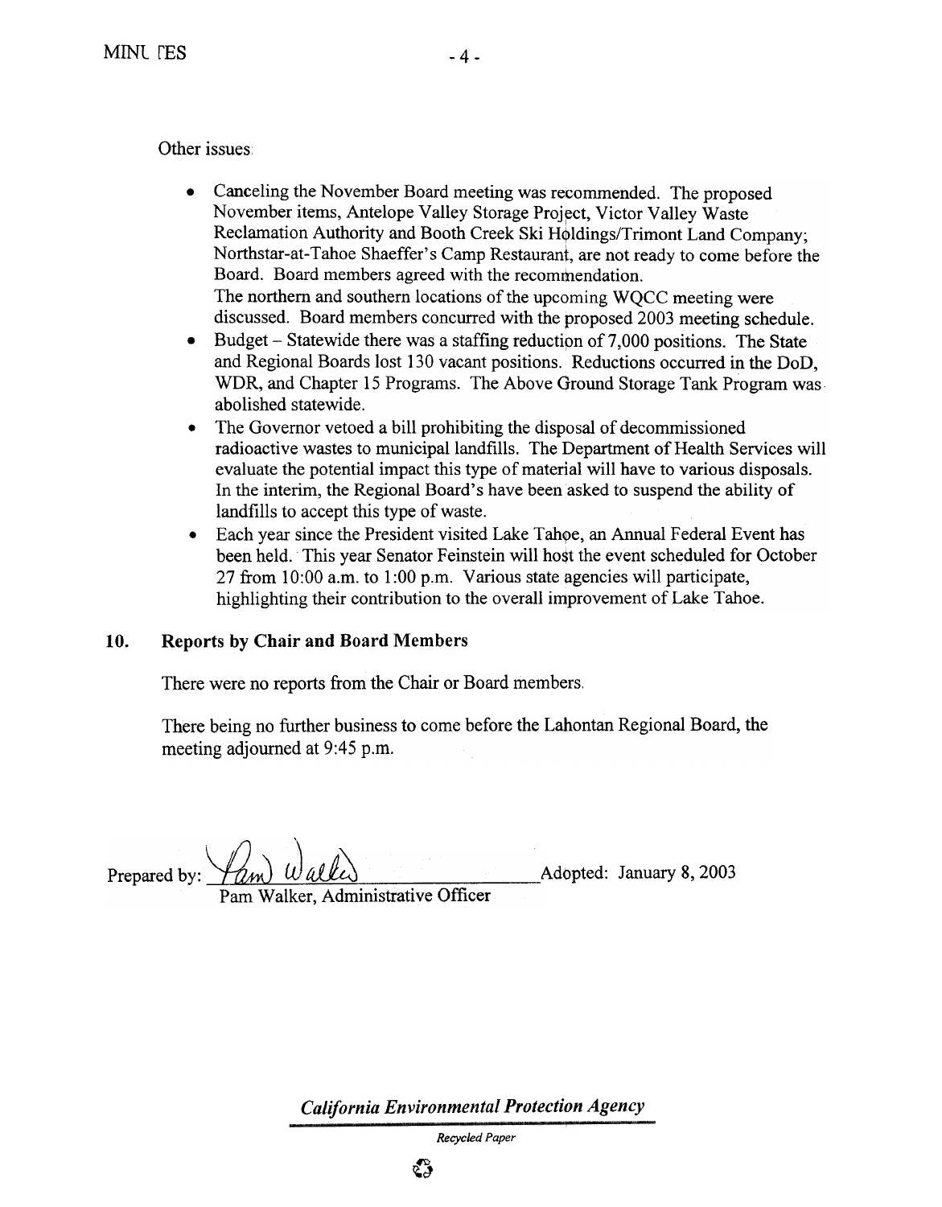Other issues:

- Canceling the November Board meeting was recommended. The proposed November items, Antelope Valley Storage Project, Victor Valley Waste Reclamation Authority and Booth Creek Ski Holdings/Trimont Land Company; Northstar-at-Tahoe Shaeffer's Camp Restaurant, are not ready to come before the Board. Board members agreed with the recommendation.
  The northern and southern locations of the upcoming WQCC meeting were discussed. Board members concurred with the proposed 2003 meeting schedule.
- Budget – Statewide there was a staffing reduction of 7,000 positions. The State and Regional Boards lost 130 vacant positions. Reductions occurred in the DoD, WDR, and Chapter 15 Programs. The Above Ground Storage Tank Program was abolished statewide.
- The Governor vetoed a bill prohibiting the disposal of decommissioned radioactive wastes to municipal landfills. The Department of Health Services will evaluate the potential impact this type of material will have to various disposals. In the interim, the Regional Board's have been asked to suspend the ability of landfills to accept this type of waste.
- Each year since the President visited Lake Tahoe, an Annual Federal Event has been held. This year Senator Feinstein will host the event scheduled for October 27 from 10:00 a.m. to 1:00 p.m. Various state agencies will participate, highlighting their contribution to the overall improvement of Lake Tahoe.

## 10. Reports by Chair and Board Members

There were no reports from the Chair or Board members.

There being no further business to come before the Lahontan Regional Board, the meeting adjourned at 9:45 p.m.

Prepared by: Pam Walker
Pam Walker, Administrative Officer

Adopted: January 8, 2003

*California Environmental Protection Agency*

*Recycled Paper*